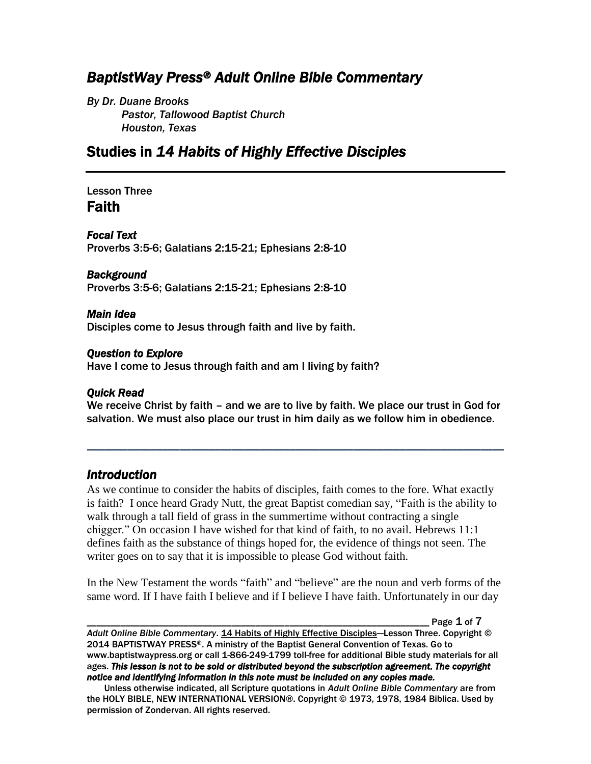# *BaptistWay Press® Adult Online Bible Commentary*

*By Dr. Duane Brooks*
*Pastor, Tallowood Baptist Church*
*Houston, Texas*

## Studies in *14 Habits of Highly Effective Disciples*

---

Lesson Three
## Faith

***Focal Text***
Proverbs 3:5-6; Galatians 2:15-21; Ephesians 2:8-10

***Background***
Proverbs 3:5-6; Galatians 2:15-21; Ephesians 2:8-10

***Main Idea***
Disciples come to Jesus through faith and live by faith.

***Question to Explore***
Have I come to Jesus through faith and am I living by faith?

***Quick Read***
We receive Christ by faith – and we are to live by faith. We place our trust in God for salvation. We must also place our trust in him daily as we follow him in obedience.

---

### *Introduction*

As we continue to consider the habits of disciples, faith comes to the fore. What exactly is faith? I once heard Grady Nutt, the great Baptist comedian say, "Faith is the ability to walk through a tall field of grass in the summertime without contracting a single chigger." On occasion I have wished for that kind of faith, to no avail. Hebrews 11:1 defines faith as the substance of things hoped for, the evidence of things not seen. The writer goes on to say that it is impossible to please God without faith.

In the New Testament the words "faith" and "believe" are the noun and verb forms of the same word. If I have faith I believe and if I believe I have faith. Unfortunately in our day

---

*Adult Online Bible Commentary*. 14 Habits of Highly Effective Disciples—Lesson Three. Copyright © 2014 BAPTISTWAY PRESS®. A ministry of the Baptist General Convention of Texas. Go to www.baptistwaypress.org or call 1-866-249-1799 toll-free for additional Bible study materials for all ages. ***This lesson is not to be sold or distributed beyond the subscription agreement. The copyright notice and identifying information in this note must be included on any copies made.***

Unless otherwise indicated, all Scripture quotations in *Adult Online Bible Commentary* are from the HOLY BIBLE, NEW INTERNATIONAL VERSION®. Copyright © 1973, 1978, 1984 Biblica. Used by permission of Zondervan. All rights reserved.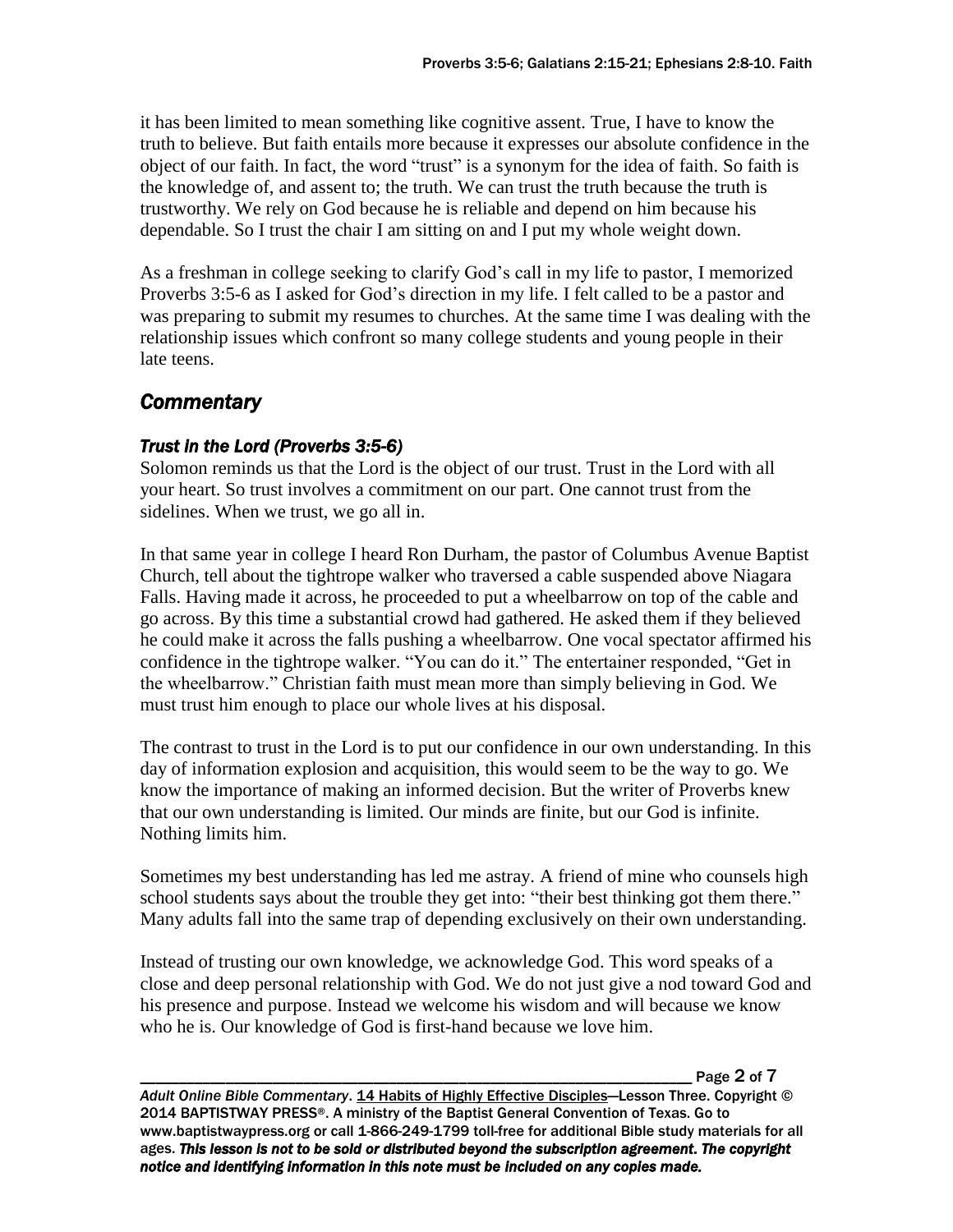it has been limited to mean something like cognitive assent. True, I have to know the truth to believe. But faith entails more because it expresses our absolute confidence in the object of our faith. In fact, the word "trust" is a synonym for the idea of faith. So faith is the knowledge of, and assent to; the truth. We can trust the truth because the truth is trustworthy. We rely on God because he is reliable and depend on him because his dependable. So I trust the chair I am sitting on and I put my whole weight down.

As a freshman in college seeking to clarify God's call in my life to pastor, I memorized Proverbs 3:5-6 as I asked for God's direction in my life. I felt called to be a pastor and was preparing to submit my resumes to churches. At the same time I was dealing with the relationship issues which confront so many college students and young people in their late teens.

## *Commentary*

### *Trust in the Lord (Proverbs 3:5-6)*

Solomon reminds us that the Lord is the object of our trust. Trust in the Lord with all your heart. So trust involves a commitment on our part. One cannot trust from the sidelines. When we trust, we go all in.

In that same year in college I heard Ron Durham, the pastor of Columbus Avenue Baptist Church, tell about the tightrope walker who traversed a cable suspended above Niagara Falls. Having made it across, he proceeded to put a wheelbarrow on top of the cable and go across. By this time a substantial crowd had gathered. He asked them if they believed he could make it across the falls pushing a wheelbarrow. One vocal spectator affirmed his confidence in the tightrope walker. "You can do it." The entertainer responded, "Get in the wheelbarrow." Christian faith must mean more than simply believing in God. We must trust him enough to place our whole lives at his disposal.

The contrast to trust in the Lord is to put our confidence in our own understanding. In this day of information explosion and acquisition, this would seem to be the way to go. We know the importance of making an informed decision. But the writer of Proverbs knew that our own understanding is limited. Our minds are finite, but our God is infinite. Nothing limits him.

Sometimes my best understanding has led me astray. A friend of mine who counsels high school students says about the trouble they get into: "their best thinking got them there." Many adults fall into the same trap of depending exclusively on their own understanding.

Instead of trusting our own knowledge, we acknowledge God. This word speaks of a close and deep personal relationship with God. We do not just give a nod toward God and his presence and purpose. Instead we welcome his wisdom and will because we know who he is. Our knowledge of God is first-hand because we love him.

*Adult Online Bible Commentary*. 14 Habits of Highly Effective Disciples—Lesson Three. Copyright © 2014 BAPTISTWAY PRESS®. A ministry of the Baptist General Convention of Texas. Go to www.baptistwaypress.org or call 1-866-249-1799 toll-free for additional Bible study materials for all ages. *This lesson is not to be sold or distributed beyond the subscription agreement. The copyright notice and identifying information in this note must be included on any copies made.*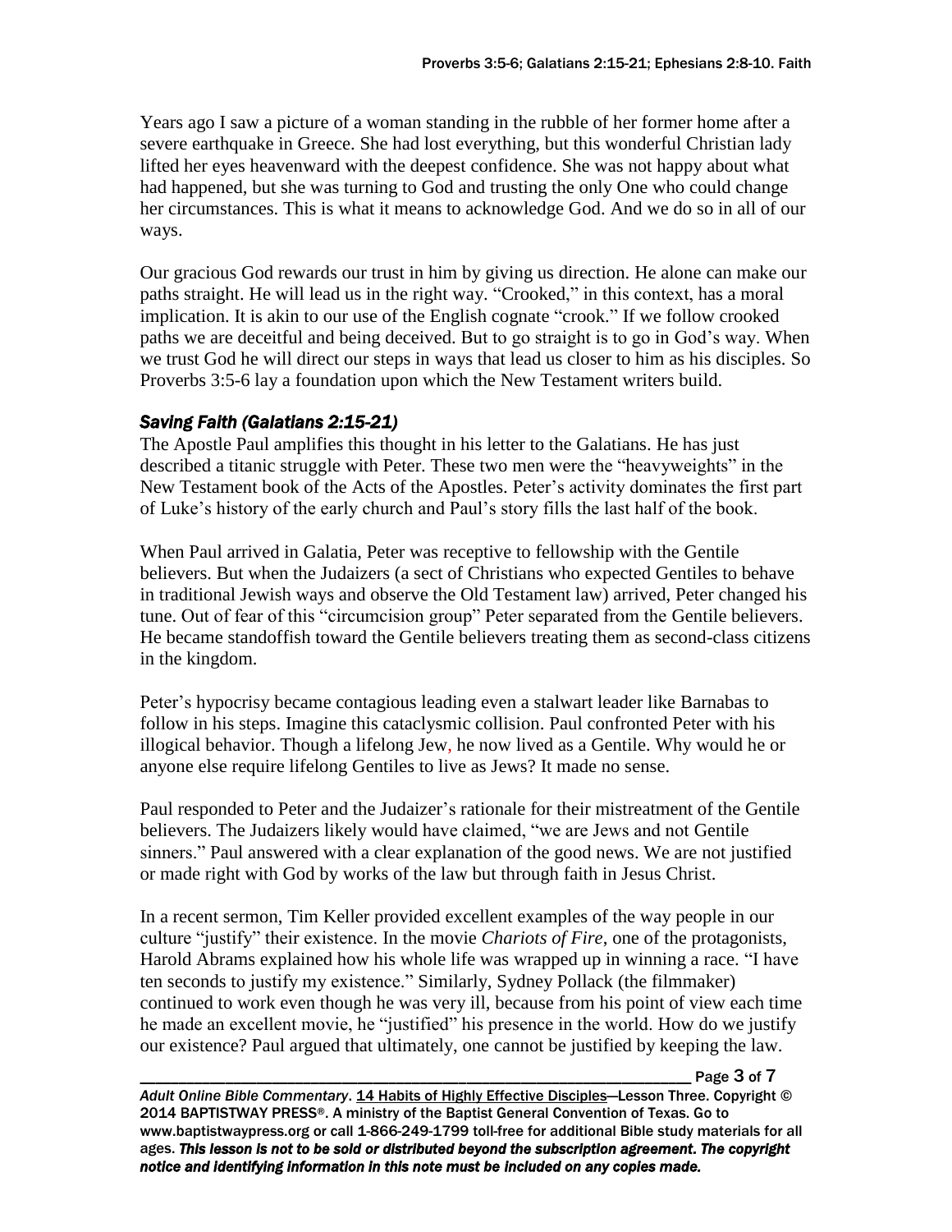Years ago I saw a picture of a woman standing in the rubble of her former home after a severe earthquake in Greece. She had lost everything, but this wonderful Christian lady lifted her eyes heavenward with the deepest confidence. She was not happy about what had happened, but she was turning to God and trusting the only One who could change her circumstances. This is what it means to acknowledge God. And we do so in all of our ways.

Our gracious God rewards our trust in him by giving us direction. He alone can make our paths straight. He will lead us in the right way. "Crooked," in this context, has a moral implication. It is akin to our use of the English cognate "crook." If we follow crooked paths we are deceitful and being deceived. But to go straight is to go in God's way. When we trust God he will direct our steps in ways that lead us closer to him as his disciples. So Proverbs 3:5-6 lay a foundation upon which the New Testament writers build.

### *Saving Faith (Galatians 2:15-21)*

The Apostle Paul amplifies this thought in his letter to the Galatians. He has just described a titanic struggle with Peter. These two men were the "heavyweights" in the New Testament book of the Acts of the Apostles. Peter's activity dominates the first part of Luke's history of the early church and Paul's story fills the last half of the book.

When Paul arrived in Galatia, Peter was receptive to fellowship with the Gentile believers. But when the Judaizers (a sect of Christians who expected Gentiles to behave in traditional Jewish ways and observe the Old Testament law) arrived, Peter changed his tune. Out of fear of this "circumcision group" Peter separated from the Gentile believers. He became standoffish toward the Gentile believers treating them as second-class citizens in the kingdom.

Peter's hypocrisy became contagious leading even a stalwart leader like Barnabas to follow in his steps. Imagine this cataclysmic collision. Paul confronted Peter with his illogical behavior. Though a lifelong Jew, he now lived as a Gentile. Why would he or anyone else require lifelong Gentiles to live as Jews? It made no sense.

Paul responded to Peter and the Judaizer's rationale for their mistreatment of the Gentile believers. The Judaizers likely would have claimed, "we are Jews and not Gentile sinners." Paul answered with a clear explanation of the good news. We are not justified or made right with God by works of the law but through faith in Jesus Christ.

In a recent sermon, Tim Keller provided excellent examples of the way people in our culture "justify" their existence. In the movie *Chariots of Fire*, one of the protagonists, Harold Abrams explained how his whole life was wrapped up in winning a race. "I have ten seconds to justify my existence." Similarly, Sydney Pollack (the filmmaker) continued to work even though he was very ill, because from his point of view each time he made an excellent movie, he "justified" his presence in the world. How do we justify our existence? Paul argued that ultimately, one cannot be justified by keeping the law.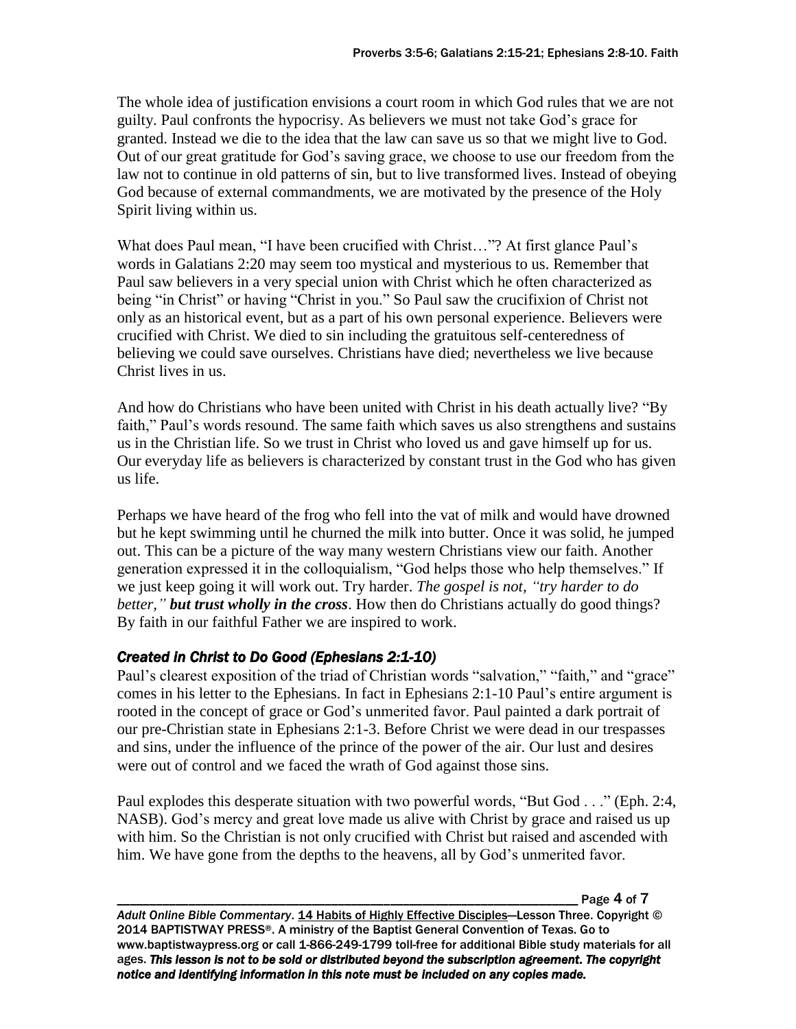The whole idea of justification envisions a court room in which God rules that we are not guilty. Paul confronts the hypocrisy. As believers we must not take God's grace for granted. Instead we die to the idea that the law can save us so that we might live to God. Out of our great gratitude for God's saving grace, we choose to use our freedom from the law not to continue in old patterns of sin, but to live transformed lives. Instead of obeying God because of external commandments, we are motivated by the presence of the Holy Spirit living within us.

What does Paul mean, "I have been crucified with Christ…"? At first glance Paul's words in Galatians 2:20 may seem too mystical and mysterious to us. Remember that Paul saw believers in a very special union with Christ which he often characterized as being "in Christ" or having "Christ in you." So Paul saw the crucifixion of Christ not only as an historical event, but as a part of his own personal experience. Believers were crucified with Christ. We died to sin including the gratuitous self-centeredness of believing we could save ourselves. Christians have died; nevertheless we live because Christ lives in us.

And how do Christians who have been united with Christ in his death actually live? "By faith," Paul's words resound. The same faith which saves us also strengthens and sustains us in the Christian life. So we trust in Christ who loved us and gave himself up for us. Our everyday life as believers is characterized by constant trust in the God who has given us life.

Perhaps we have heard of the frog who fell into the vat of milk and would have drowned but he kept swimming until he churned the milk into butter. Once it was solid, he jumped out. This can be a picture of the way many western Christians view our faith. Another generation expressed it in the colloquialism, "God helps those who help themselves." If we just keep going it will work out. Try harder. *The gospel is not, "try harder to do better," **but trust wholly in the cross***. How then do Christians actually do good things? By faith in our faithful Father we are inspired to work.

### *Created in Christ to Do Good (Ephesians 2:1-10)*

Paul's clearest exposition of the triad of Christian words "salvation," "faith," and "grace" comes in his letter to the Ephesians. In fact in Ephesians 2:1-10 Paul's entire argument is rooted in the concept of grace or God's unmerited favor. Paul painted a dark portrait of our pre-Christian state in Ephesians 2:1-3. Before Christ we were dead in our trespasses and sins, under the influence of the prince of the power of the air. Our lust and desires were out of control and we faced the wrath of God against those sins.

Paul explodes this desperate situation with two powerful words, "But God . . ." (Eph. 2:4, NASB). God's mercy and great love made us alive with Christ by grace and raised us up with him. So the Christian is not only crucified with Christ but raised and ascended with him. We have gone from the depths to the heavens, all by God's unmerited favor.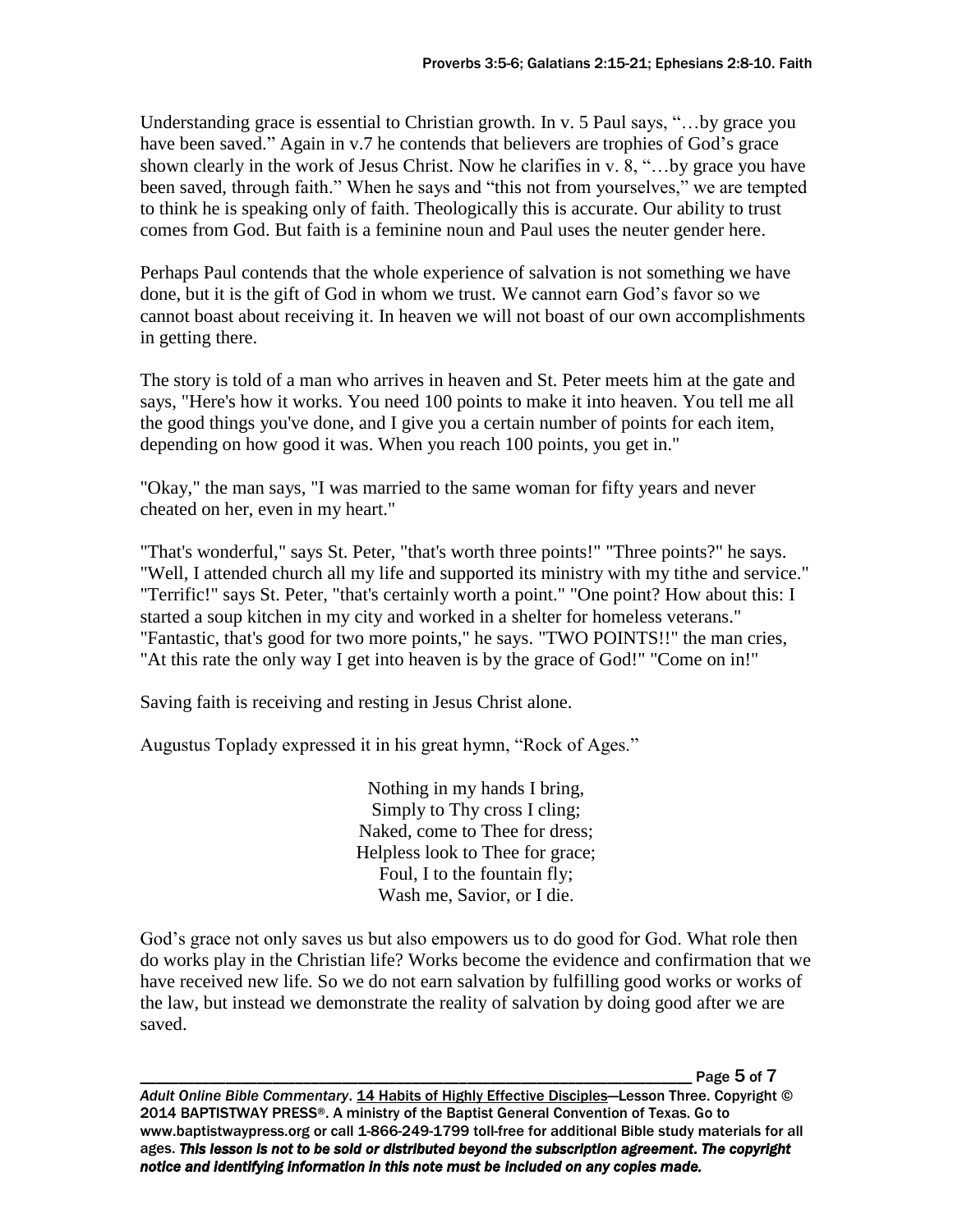Understanding grace is essential to Christian growth. In v. 5 Paul says, "…by grace you have been saved." Again in v.7 he contends that believers are trophies of God's grace shown clearly in the work of Jesus Christ. Now he clarifies in v. 8, "…by grace you have been saved, through faith." When he says and "this not from yourselves," we are tempted to think he is speaking only of faith. Theologically this is accurate. Our ability to trust comes from God. But faith is a feminine noun and Paul uses the neuter gender here.

Perhaps Paul contends that the whole experience of salvation is not something we have done, but it is the gift of God in whom we trust. We cannot earn God's favor so we cannot boast about receiving it. In heaven we will not boast of our own accomplishments in getting there.

The story is told of a man who arrives in heaven and St. Peter meets him at the gate and says, "Here's how it works. You need 100 points to make it into heaven. You tell me all the good things you've done, and I give you a certain number of points for each item, depending on how good it was. When you reach 100 points, you get in."

"Okay," the man says, "I was married to the same woman for fifty years and never cheated on her, even in my heart."

"That's wonderful," says St. Peter, "that's worth three points!" "Three points?" he says. "Well, I attended church all my life and supported its ministry with my tithe and service." "Terrific!" says St. Peter, "that's certainly worth a point." "One point? How about this: I started a soup kitchen in my city and worked in a shelter for homeless veterans." "Fantastic, that's good for two more points," he says. "TWO POINTS!!" the man cries, "At this rate the only way I get into heaven is by the grace of God!" "Come on in!"

Saving faith is receiving and resting in Jesus Christ alone.

Augustus Toplady expressed it in his great hymn, "Rock of Ages."

Nothing in my hands I bring,
Simply to Thy cross I cling;
Naked, come to Thee for dress;
Helpless look to Thee for grace;
Foul, I to the fountain fly;
Wash me, Savior, or I die.

God's grace not only saves us but also empowers us to do good for God. What role then do works play in the Christian life? Works become the evidence and confirmation that we have received new life. So we do not earn salvation by fulfilling good works or works of the law, but instead we demonstrate the reality of salvation by doing good after we are saved.

*Adult Online Bible Commentary*. 14 Habits of Highly Effective Disciples—Lesson Three. Copyright © 2014 BAPTISTWAY PRESS®. A ministry of the Baptist General Convention of Texas. Go to www.baptistwaypress.org or call 1-866-249-1799 toll-free for additional Bible study materials for all ages. ***This lesson is not to be sold or distributed beyond the subscription agreement. The copyright notice and identifying information in this note must be included on any copies made.***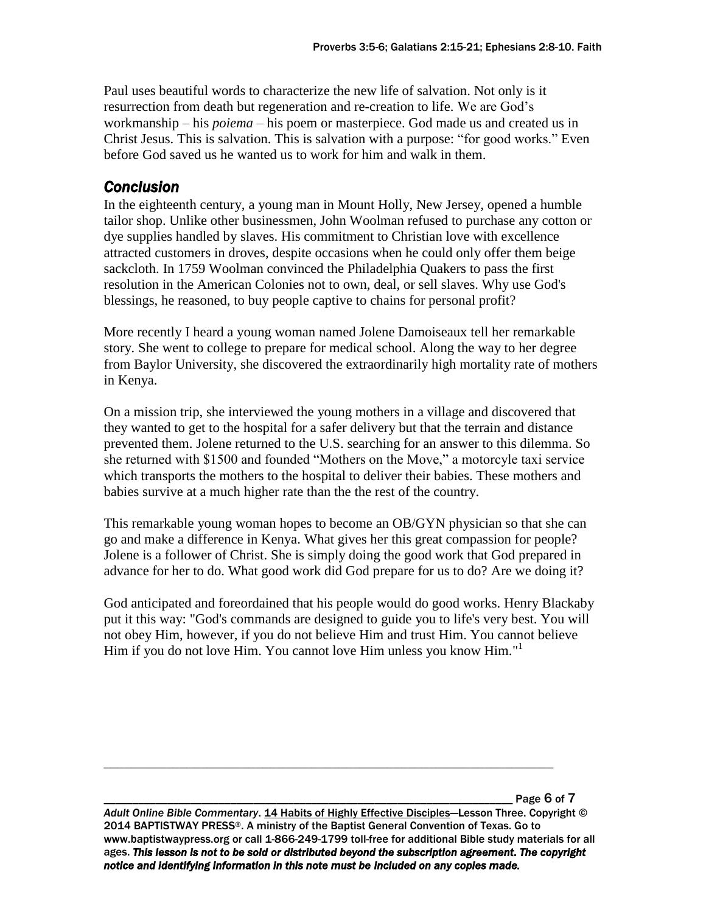Paul uses beautiful words to characterize the new life of salvation. Not only is it resurrection from death but regeneration and re-creation to life. We are God's workmanship – his *poiema* – his poem or masterpiece. God made us and created us in Christ Jesus. This is salvation. This is salvation with a purpose: "for good works." Even before God saved us he wanted us to work for him and walk in them.

## *Conclusion*

In the eighteenth century, a young man in Mount Holly, New Jersey, opened a humble tailor shop. Unlike other businessmen, John Woolman refused to purchase any cotton or dye supplies handled by slaves. His commitment to Christian love with excellence attracted customers in droves, despite occasions when he could only offer them beige sackcloth. In 1759 Woolman convinced the Philadelphia Quakers to pass the first resolution in the American Colonies not to own, deal, or sell slaves. Why use God's blessings, he reasoned, to buy people captive to chains for personal profit?

More recently I heard a young woman named Jolene Damoiseaux tell her remarkable story. She went to college to prepare for medical school. Along the way to her degree from Baylor University, she discovered the extraordinarily high mortality rate of mothers in Kenya.

On a mission trip, she interviewed the young mothers in a village and discovered that they wanted to get to the hospital for a safer delivery but that the terrain and distance prevented them. Jolene returned to the U.S. searching for an answer to this dilemma. So she returned with $1500 and founded "Mothers on the Move," a motorcyle taxi service which transports the mothers to the hospital to deliver their babies. These mothers and babies survive at a much higher rate than the the rest of the country.

This remarkable young woman hopes to become an OB/GYN physician so that she can go and make a difference in Kenya. What gives her this great compassion for people? Jolene is a follower of Christ. She is simply doing the good work that God prepared in advance for her to do. What good work did God prepare for us to do? Are we doing it?

God anticipated and foreordained that his people would do good works. Henry Blackaby put it this way: "God's commands are designed to guide you to life's very best. You will not obey Him, however, if you do not believe Him and trust Him. You cannot believe Him if you do not love Him. You cannot love Him unless you know Him."[1]

*Adult Online Bible Commentary*. 14 Habits of Highly Effective Disciples—Lesson Three. Copyright © 2014 BAPTISTWAY PRESS®. A ministry of the Baptist General Convention of Texas. Go to www.baptistwaypress.org or call 1-866-249-1799 toll-free for additional Bible study materials for all ages. ***This lesson is not to be sold or distributed beyond the subscription agreement. The copyright notice and identifying information in this note must be included on any copies made.***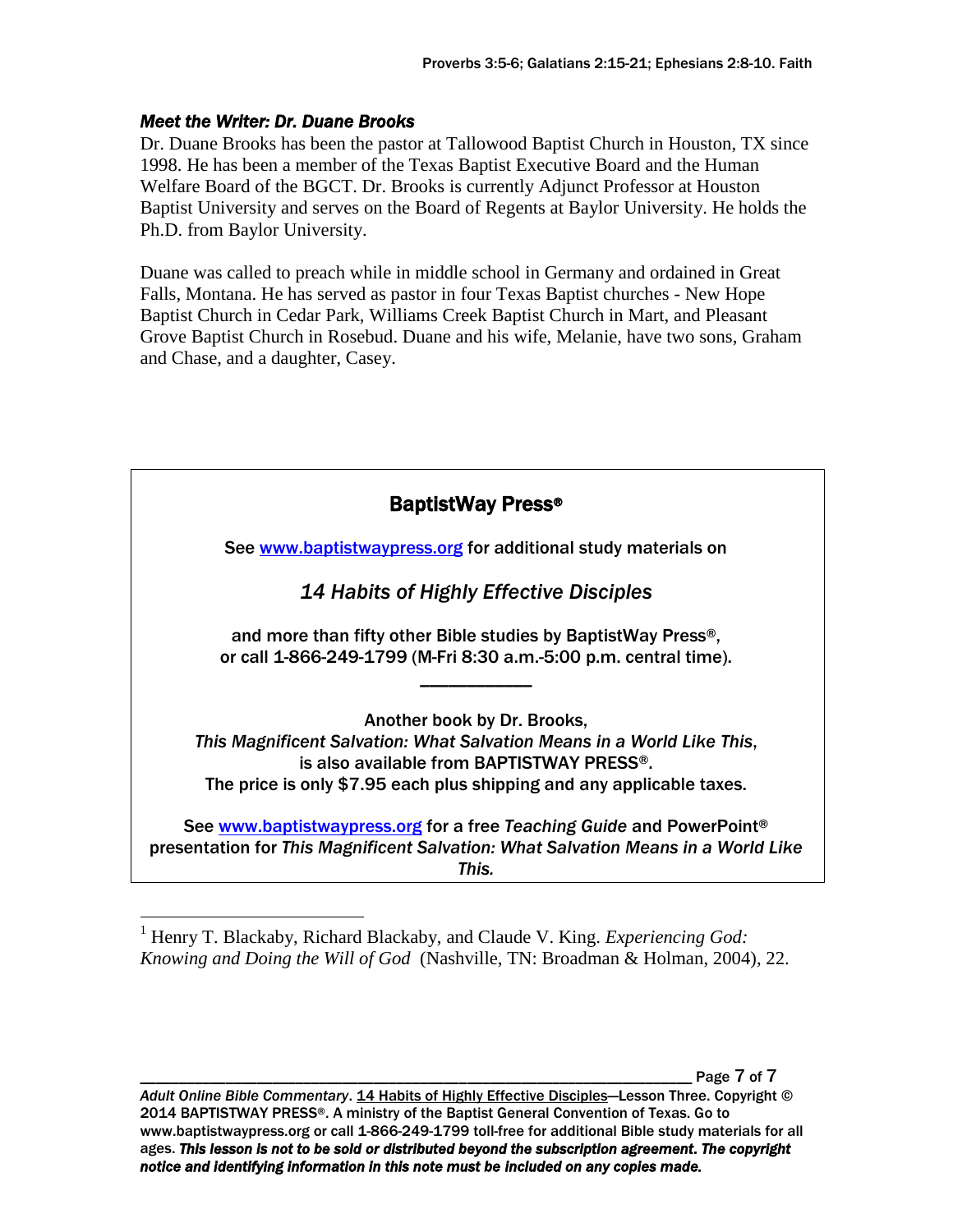### *Meet the Writer: Dr. Duane Brooks*

Dr. Duane Brooks has been the pastor at Tallowood Baptist Church in Houston, TX since 1998. He has been a member of the Texas Baptist Executive Board and the Human Welfare Board of the BGCT. Dr. Brooks is currently Adjunct Professor at Houston Baptist University and serves on the Board of Regents at Baylor University. He holds the Ph.D. from Baylor University.

Duane was called to preach while in middle school in Germany and ordained in Great Falls, Montana. He has served as pastor in four Texas Baptist churches - New Hope Baptist Church in Cedar Park, Williams Creek Baptist Church in Mart, and Pleasant Grove Baptist Church in Rosebud. Duane and his wife, Melanie, have two sons, Graham and Chase, and a daughter, Casey.

---

**BaptistWay Press®**

See www.baptistwaypress.org for additional study materials on

*14 Habits of Highly Effective Disciples*

and more than fifty other Bible studies by BaptistWay Press®, or call 1-866-249-1799 (M-Fri 8:30 a.m.-5:00 p.m. central time).

———————

Another book by Dr. Brooks,
*This Magnificent Salvation: What Salvation Means in a World Like This*,
is also available from BAPTISTWAY PRESS®.
The price is only $7.95 each plus shipping and any applicable taxes.

See www.baptistwaypress.org for a free *Teaching Guide* and PowerPoint® presentation for *This Magnificent Salvation: What Salvation Means in a World Like This.*

---

[1] Henry T. Blackaby, Richard Blackaby, and Claude V. King. *Experiencing God: Knowing and Doing the Will of God* (Nashville, TN: Broadman & Holman, 2004), 22.

*Adult Online Bible Commentary*. 14 Habits of Highly Effective Disciples—Lesson Three. Copyright © 2014 BAPTISTWAY PRESS®. A ministry of the Baptist General Convention of Texas. Go to www.baptistwaypress.org or call 1-866-249-1799 toll-free for additional Bible study materials for all ages. ***This lesson is not to be sold or distributed beyond the subscription agreement. The copyright notice and identifying information in this note must be included on any copies made.***